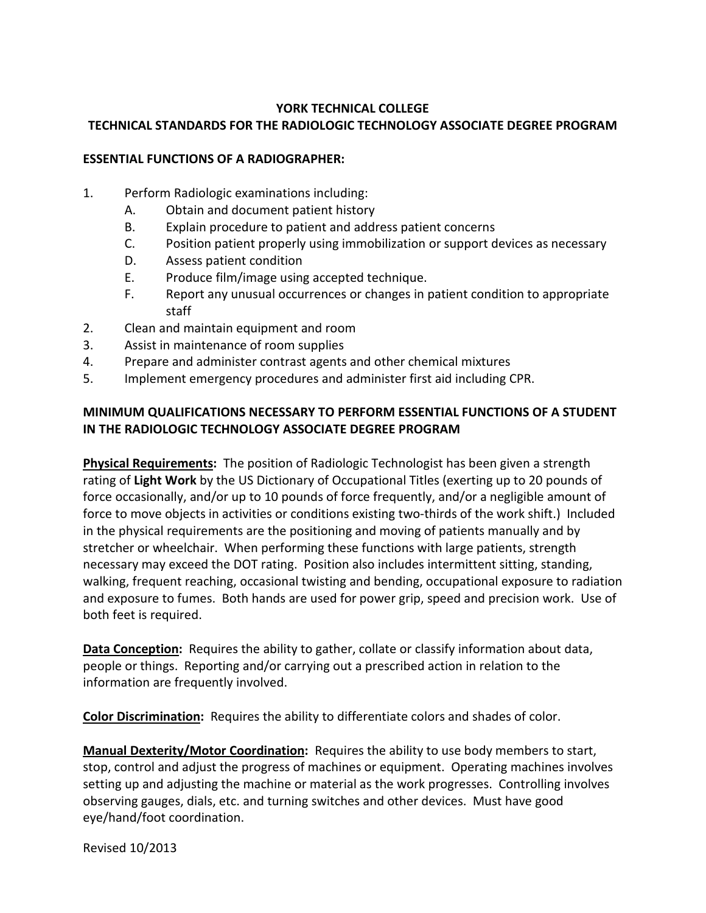# YORK TECHNICAL COLLEGE

## TECHNICAL STANDARDS FOR THE RADIOLOGIC TECHNOLOGY ASSOCIATE DEGREE PROGRAM

### ESSENTIAL FUNCTIONS OF A RADIOGRAPHER:

1. Perform Radiologic examinations including:
   - A. Obtain and document patient history
   - B. Explain procedure to patient and address patient concerns
   - C. Position patient properly using immobilization or support devices as necessary
   - D. Assess patient condition
   - E. Produce film/image using accepted technique.
   - F. Report any unusual occurrences or changes in patient condition to appropriate staff
2. Clean and maintain equipment and room
3. Assist in maintenance of room supplies
4. Prepare and administer contrast agents and other chemical mixtures
5. Implement emergency procedures and administer first aid including CPR.

### MINIMUM QUALIFICATIONS NECESSARY TO PERFORM ESSENTIAL FUNCTIONS OF A STUDENT IN THE RADIOLOGIC TECHNOLOGY ASSOCIATE DEGREE PROGRAM

**Physical Requirements:** The position of Radiologic Technologist has been given a strength rating of **Light Work** by the US Dictionary of Occupational Titles (exerting up to 20 pounds of force occasionally, and/or up to 10 pounds of force frequently, and/or a negligible amount of force to move objects in activities or conditions existing two-thirds of the work shift.) Included in the physical requirements are the positioning and moving of patients manually and by stretcher or wheelchair. When performing these functions with large patients, strength necessary may exceed the DOT rating. Position also includes intermittent sitting, standing, walking, frequent reaching, occasional twisting and bending, occupational exposure to radiation and exposure to fumes. Both hands are used for power grip, speed and precision work. Use of both feet is required.

**Data Conception:** Requires the ability to gather, collate or classify information about data, people or things. Reporting and/or carrying out a prescribed action in relation to the information are frequently involved.

**Color Discrimination:** Requires the ability to differentiate colors and shades of color.

**Manual Dexterity/Motor Coordination:** Requires the ability to use body members to start, stop, control and adjust the progress of machines or equipment. Operating machines involves setting up and adjusting the machine or material as the work progresses. Controlling involves observing gauges, dials, etc. and turning switches and other devices. Must have good eye/hand/foot coordination.

Revised 10/2013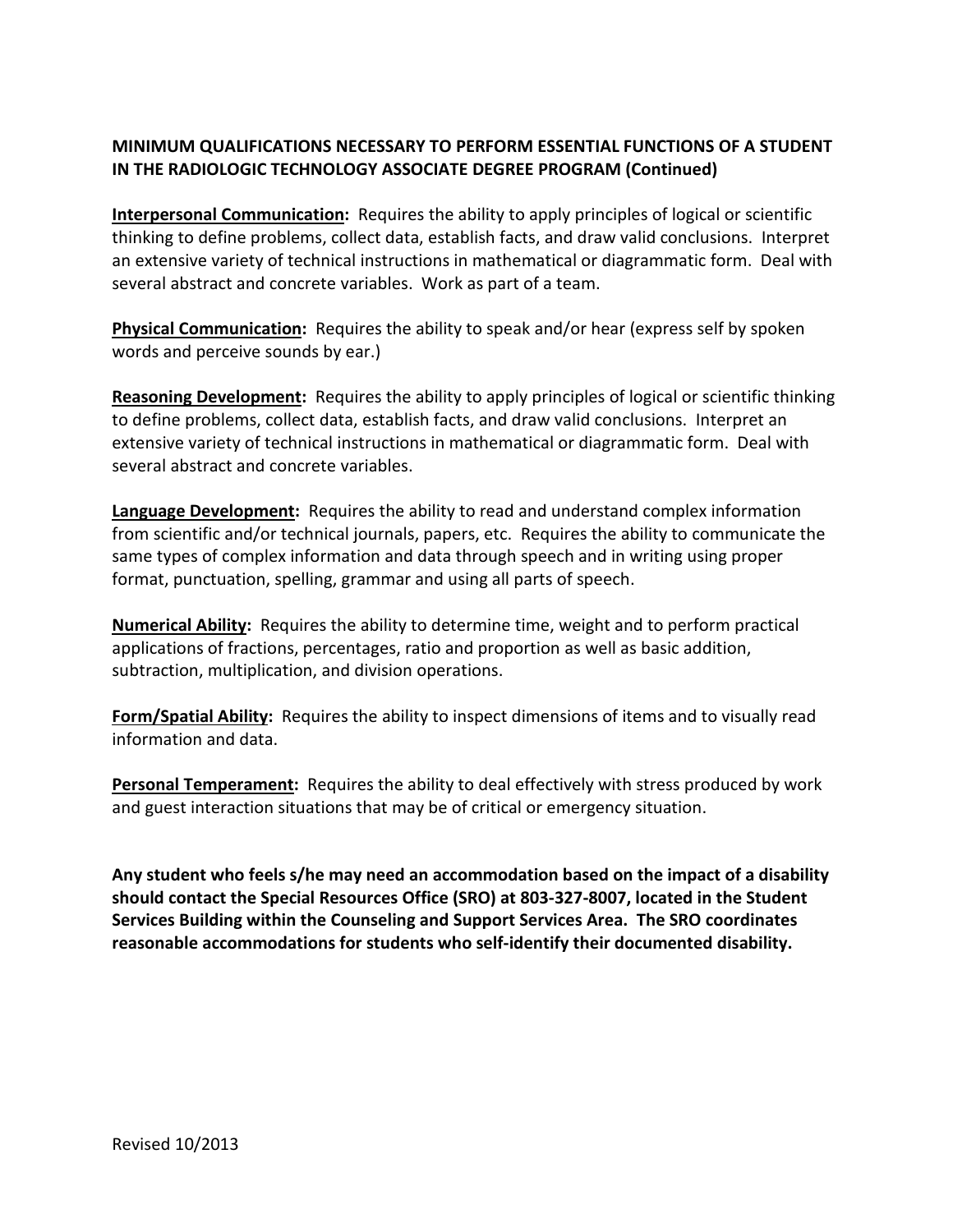**MINIMUM QUALIFICATIONS NECESSARY TO PERFORM ESSENTIAL FUNCTIONS OF A STUDENT IN THE RADIOLOGIC TECHNOLOGY ASSOCIATE DEGREE PROGRAM (Continued)**

**Interpersonal Communication:** Requires the ability to apply principles of logical or scientific thinking to define problems, collect data, establish facts, and draw valid conclusions. Interpret an extensive variety of technical instructions in mathematical or diagrammatic form. Deal with several abstract and concrete variables. Work as part of a team.

**Physical Communication:** Requires the ability to speak and/or hear (express self by spoken words and perceive sounds by ear.)

**Reasoning Development:** Requires the ability to apply principles of logical or scientific thinking to define problems, collect data, establish facts, and draw valid conclusions. Interpret an extensive variety of technical instructions in mathematical or diagrammatic form. Deal with several abstract and concrete variables.

**Language Development:** Requires the ability to read and understand complex information from scientific and/or technical journals, papers, etc. Requires the ability to communicate the same types of complex information and data through speech and in writing using proper format, punctuation, spelling, grammar and using all parts of speech.

**Numerical Ability:** Requires the ability to determine time, weight and to perform practical applications of fractions, percentages, ratio and proportion as well as basic addition, subtraction, multiplication, and division operations.

**Form/Spatial Ability:** Requires the ability to inspect dimensions of items and to visually read information and data.

**Personal Temperament:** Requires the ability to deal effectively with stress produced by work and guest interaction situations that may be of critical or emergency situation.

**Any student who feels s/he may need an accommodation based on the impact of a disability should contact the Special Resources Office (SRO) at 803-327-8007, located in the Student Services Building within the Counseling and Support Services Area. The SRO coordinates reasonable accommodations for students who self-identify their documented disability.**

Revised 10/2013